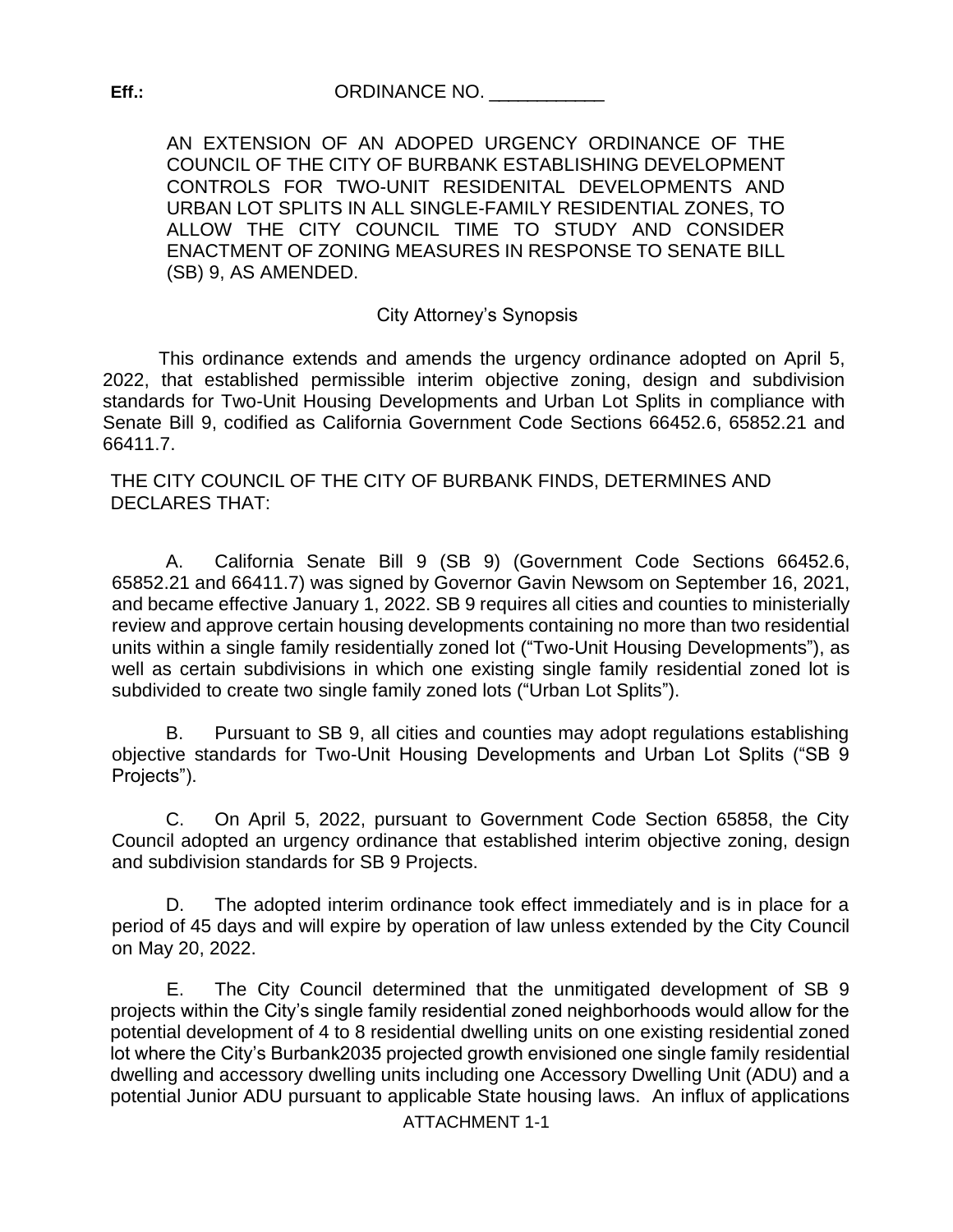**Eff.:** ORDINANCE NO. ___________

AN EXTENSION OF AN ADOPED URGENCY ORDINANCE OF THE COUNCIL OF THE CITY OF BURBANK ESTABLISHING DEVELOPMENT CONTROLS FOR TWO-UNIT RESIDENITAL DEVELOPMENTS AND URBAN LOT SPLITS IN ALL SINGLE-FAMILY RESIDENTIAL ZONES, TO ALLOW THE CITY COUNCIL TIME TO STUDY AND CONSIDER ENACTMENT OF ZONING MEASURES IN RESPONSE TO SENATE BILL (SB) 9, AS AMENDED.

City Attorney's Synopsis

This ordinance extends and amends the urgency ordinance adopted on April 5, 2022, that established permissible interim objective zoning, design and subdivision standards for Two-Unit Housing Developments and Urban Lot Splits in compliance with Senate Bill 9, codified as California Government Code Sections 66452.6, 65852.21 and 66411.7.

THE CITY COUNCIL OF THE CITY OF BURBANK FINDS, DETERMINES AND DECLARES THAT:

A. California Senate Bill 9 (SB 9) (Government Code Sections 66452.6, 65852.21 and 66411.7) was signed by Governor Gavin Newsom on September 16, 2021, and became effective January 1, 2022. SB 9 requires all cities and counties to ministerially review and approve certain housing developments containing no more than two residential units within a single family residentially zoned lot ("Two-Unit Housing Developments"), as well as certain subdivisions in which one existing single family residential zoned lot is subdivided to create two single family zoned lots ("Urban Lot Splits").

B. Pursuant to SB 9, all cities and counties may adopt regulations establishing objective standards for Two-Unit Housing Developments and Urban Lot Splits ("SB 9 Projects").

C. On April 5, 2022, pursuant to Government Code Section 65858, the City Council adopted an urgency ordinance that established interim objective zoning, design and subdivision standards for SB 9 Projects.

D. The adopted interim ordinance took effect immediately and is in place for a period of 45 days and will expire by operation of law unless extended by the City Council on May 20, 2022.

E. The City Council determined that the unmitigated development of SB 9 projects within the City's single family residential zoned neighborhoods would allow for the potential development of 4 to 8 residential dwelling units on one existing residential zoned lot where the City's Burbank2035 projected growth envisioned one single family residential dwelling and accessory dwelling units including one Accessory Dwelling Unit (ADU) and a potential Junior ADU pursuant to applicable State housing laws. An influx of applications

ATTACHMENT 1-1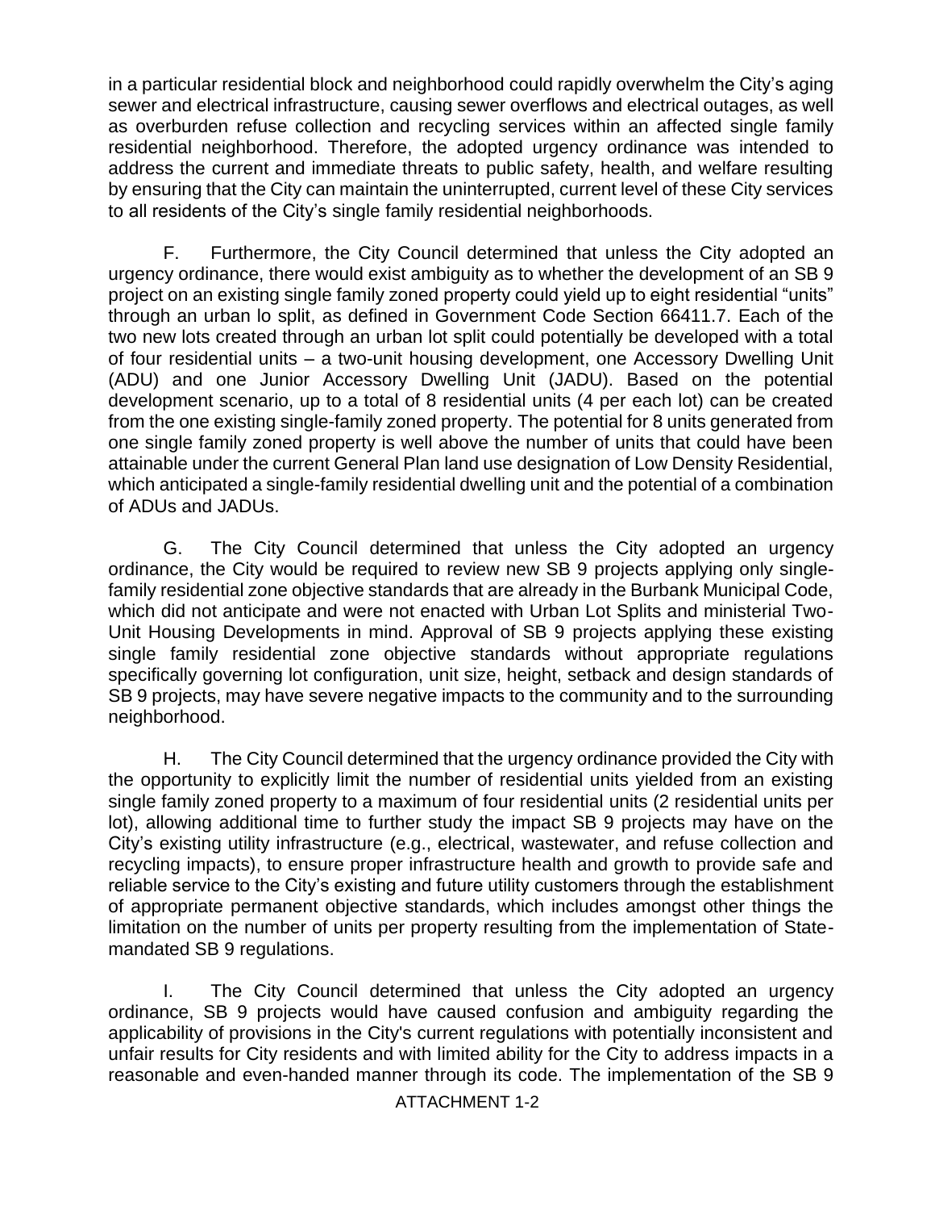in a particular residential block and neighborhood could rapidly overwhelm the City's aging sewer and electrical infrastructure, causing sewer overflows and electrical outages, as well as overburden refuse collection and recycling services within an affected single family residential neighborhood. Therefore, the adopted urgency ordinance was intended to address the current and immediate threats to public safety, health, and welfare resulting by ensuring that the City can maintain the uninterrupted, current level of these City services to all residents of the City's single family residential neighborhoods.

F. Furthermore, the City Council determined that unless the City adopted an urgency ordinance, there would exist ambiguity as to whether the development of an SB 9 project on an existing single family zoned property could yield up to eight residential "units" through an urban lo split, as defined in Government Code Section 66411.7. Each of the two new lots created through an urban lot split could potentially be developed with a total of four residential units – a two-unit housing development, one Accessory Dwelling Unit (ADU) and one Junior Accessory Dwelling Unit (JADU). Based on the potential development scenario, up to a total of 8 residential units (4 per each lot) can be created from the one existing single-family zoned property. The potential for 8 units generated from one single family zoned property is well above the number of units that could have been attainable under the current General Plan land use designation of Low Density Residential, which anticipated a single-family residential dwelling unit and the potential of a combination of ADUs and JADUs.

G. The City Council determined that unless the City adopted an urgency ordinance, the City would be required to review new SB 9 projects applying only single-family residential zone objective standards that are already in the Burbank Municipal Code, which did not anticipate and were not enacted with Urban Lot Splits and ministerial Two-Unit Housing Developments in mind. Approval of SB 9 projects applying these existing single family residential zone objective standards without appropriate regulations specifically governing lot configuration, unit size, height, setback and design standards of SB 9 projects, may have severe negative impacts to the community and to the surrounding neighborhood.

H. The City Council determined that the urgency ordinance provided the City with the opportunity to explicitly limit the number of residential units yielded from an existing single family zoned property to a maximum of four residential units (2 residential units per lot), allowing additional time to further study the impact SB 9 projects may have on the City's existing utility infrastructure (e.g., electrical, wastewater, and refuse collection and recycling impacts), to ensure proper infrastructure health and growth to provide safe and reliable service to the City's existing and future utility customers through the establishment of appropriate permanent objective standards, which includes amongst other things the limitation on the number of units per property resulting from the implementation of State-mandated SB 9 regulations.

I. The City Council determined that unless the City adopted an urgency ordinance, SB 9 projects would have caused confusion and ambiguity regarding the applicability of provisions in the City's current regulations with potentially inconsistent and unfair results for City residents and with limited ability for the City to address impacts in a reasonable and even-handed manner through its code. The implementation of the SB 9

ATTACHMENT 1-2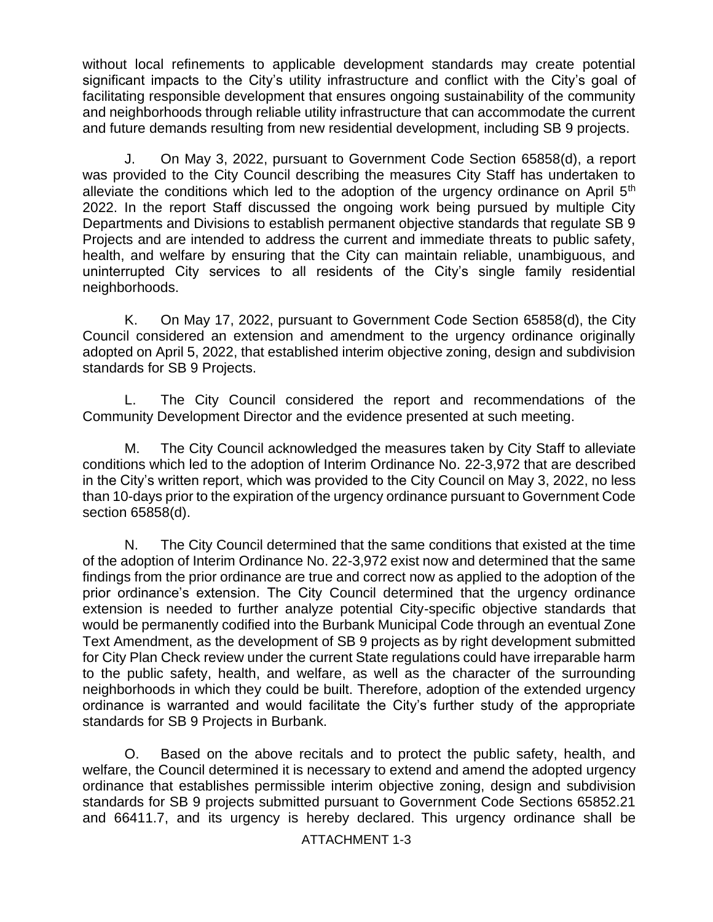without local refinements to applicable development standards may create potential significant impacts to the City's utility infrastructure and conflict with the City's goal of facilitating responsible development that ensures ongoing sustainability of the community and neighborhoods through reliable utility infrastructure that can accommodate the current and future demands resulting from new residential development, including SB 9 projects.

J. On May 3, 2022, pursuant to Government Code Section 65858(d), a report was provided to the City Council describing the measures City Staff has undertaken to alleviate the conditions which led to the adoption of the urgency ordinance on April 5th 2022. In the report Staff discussed the ongoing work being pursued by multiple City Departments and Divisions to establish permanent objective standards that regulate SB 9 Projects and are intended to address the current and immediate threats to public safety, health, and welfare by ensuring that the City can maintain reliable, unambiguous, and uninterrupted City services to all residents of the City's single family residential neighborhoods.

K. On May 17, 2022, pursuant to Government Code Section 65858(d), the City Council considered an extension and amendment to the urgency ordinance originally adopted on April 5, 2022, that established interim objective zoning, design and subdivision standards for SB 9 Projects.

L. The City Council considered the report and recommendations of the Community Development Director and the evidence presented at such meeting.

M. The City Council acknowledged the measures taken by City Staff to alleviate conditions which led to the adoption of Interim Ordinance No. 22-3,972 that are described in the City's written report, which was provided to the City Council on May 3, 2022, no less than 10-days prior to the expiration of the urgency ordinance pursuant to Government Code section 65858(d).

N. The City Council determined that the same conditions that existed at the time of the adoption of Interim Ordinance No. 22-3,972 exist now and determined that the same findings from the prior ordinance are true and correct now as applied to the adoption of the prior ordinance's extension. The City Council determined that the urgency ordinance extension is needed to further analyze potential City-specific objective standards that would be permanently codified into the Burbank Municipal Code through an eventual Zone Text Amendment, as the development of SB 9 projects as by right development submitted for City Plan Check review under the current State regulations could have irreparable harm to the public safety, health, and welfare, as well as the character of the surrounding neighborhoods in which they could be built. Therefore, adoption of the extended urgency ordinance is warranted and would facilitate the City's further study of the appropriate standards for SB 9 Projects in Burbank.

O. Based on the above recitals and to protect the public safety, health, and welfare, the Council determined it is necessary to extend and amend the adopted urgency ordinance that establishes permissible interim objective zoning, design and subdivision standards for SB 9 projects submitted pursuant to Government Code Sections 65852.21 and 66411.7, and its urgency is hereby declared. This urgency ordinance shall be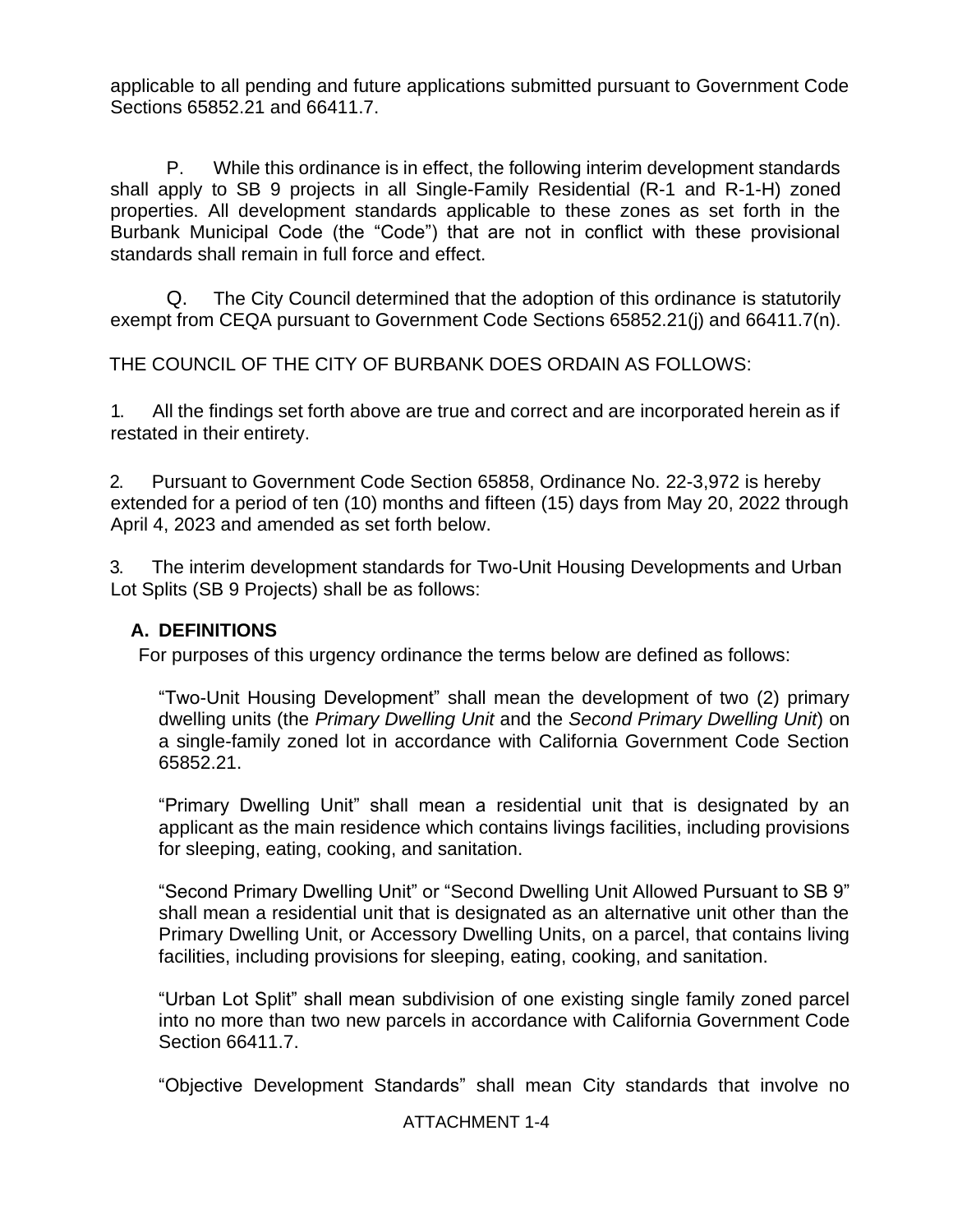applicable to all pending and future applications submitted pursuant to Government Code Sections 65852.21 and 66411.7.

P. While this ordinance is in effect, the following interim development standards shall apply to SB 9 projects in all Single-Family Residential (R-1 and R-1-H) zoned properties. All development standards applicable to these zones as set forth in the Burbank Municipal Code (the "Code") that are not in conflict with these provisional standards shall remain in full force and effect.

Q. The City Council determined that the adoption of this ordinance is statutorily exempt from CEQA pursuant to Government Code Sections 65852.21(j) and 66411.7(n).

THE COUNCIL OF THE CITY OF BURBANK DOES ORDAIN AS FOLLOWS:

1. All the findings set forth above are true and correct and are incorporated herein as if restated in their entirety.

2. Pursuant to Government Code Section 65858, Ordinance No. 22-3,972 is hereby extended for a period of ten (10) months and fifteen (15) days from May 20, 2022 through April 4, 2023 and amended as set forth below.

3. The interim development standards for Two-Unit Housing Developments and Urban Lot Splits (SB 9 Projects) shall be as follows:

## A. DEFINITIONS

For purposes of this urgency ordinance the terms below are defined as follows:

"Two-Unit Housing Development" shall mean the development of two (2) primary dwelling units (the *Primary Dwelling Unit* and the *Second Primary Dwelling Unit*) on a single-family zoned lot in accordance with California Government Code Section 65852.21.

"Primary Dwelling Unit" shall mean a residential unit that is designated by an applicant as the main residence which contains livings facilities, including provisions for sleeping, eating, cooking, and sanitation.

"Second Primary Dwelling Unit" or "Second Dwelling Unit Allowed Pursuant to SB 9" shall mean a residential unit that is designated as an alternative unit other than the Primary Dwelling Unit, or Accessory Dwelling Units, on a parcel, that contains living facilities, including provisions for sleeping, eating, cooking, and sanitation.

"Urban Lot Split" shall mean subdivision of one existing single family zoned parcel into no more than two new parcels in accordance with California Government Code Section 66411.7.

"Objective Development Standards" shall mean City standards that involve no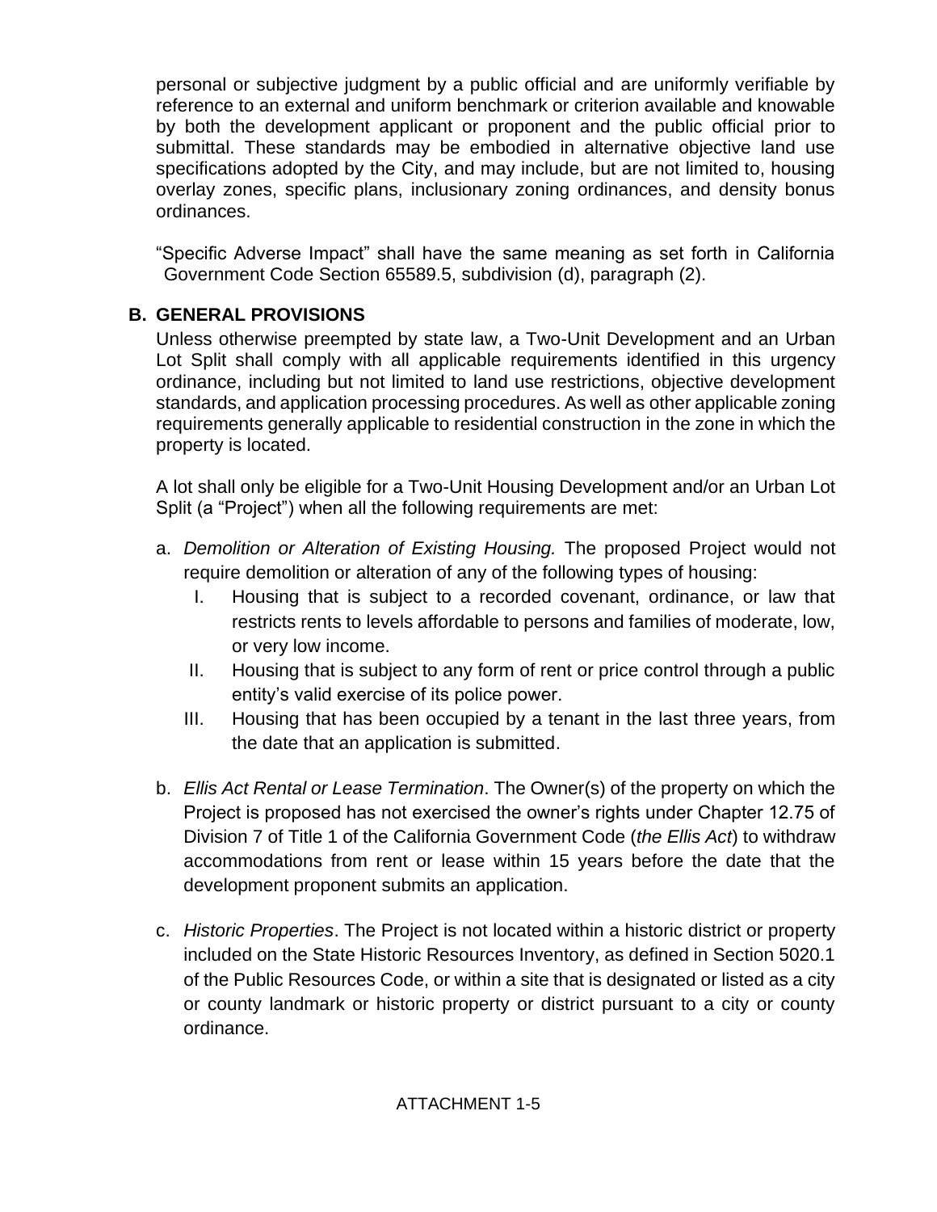personal or subjective judgment by a public official and are uniformly verifiable by reference to an external and uniform benchmark or criterion available and knowable by both the development applicant or proponent and the public official prior to submittal. These standards may be embodied in alternative objective land use specifications adopted by the City, and may include, but are not limited to, housing overlay zones, specific plans, inclusionary zoning ordinances, and density bonus ordinances.

"Specific Adverse Impact" shall have the same meaning as set forth in California Government Code Section 65589.5, subdivision (d), paragraph (2).

## B. GENERAL PROVISIONS

Unless otherwise preempted by state law, a Two-Unit Development and an Urban Lot Split shall comply with all applicable requirements identified in this urgency ordinance, including but not limited to land use restrictions, objective development standards, and application processing procedures. As well as other applicable zoning requirements generally applicable to residential construction in the zone in which the property is located.

A lot shall only be eligible for a Two-Unit Housing Development and/or an Urban Lot Split (a "Project") when all the following requirements are met:

a. *Demolition or Alteration of Existing Housing.* The proposed Project would not require demolition or alteration of any of the following types of housing:

   I. Housing that is subject to a recorded covenant, ordinance, or law that restricts rents to levels affordable to persons and families of moderate, low, or very low income.

   II. Housing that is subject to any form of rent or price control through a public entity's valid exercise of its police power.

   III. Housing that has been occupied by a tenant in the last three years, from the date that an application is submitted.

b. *Ellis Act Rental or Lease Termination*. The Owner(s) of the property on which the Project is proposed has not exercised the owner's rights under Chapter 12.75 of Division 7 of Title 1 of the California Government Code (*the Ellis Act*) to withdraw accommodations from rent or lease within 15 years before the date that the development proponent submits an application.

c. *Historic Properties*. The Project is not located within a historic district or property included on the State Historic Resources Inventory, as defined in Section 5020.1 of the Public Resources Code, or within a site that is designated or listed as a city or county landmark or historic property or district pursuant to a city or county ordinance.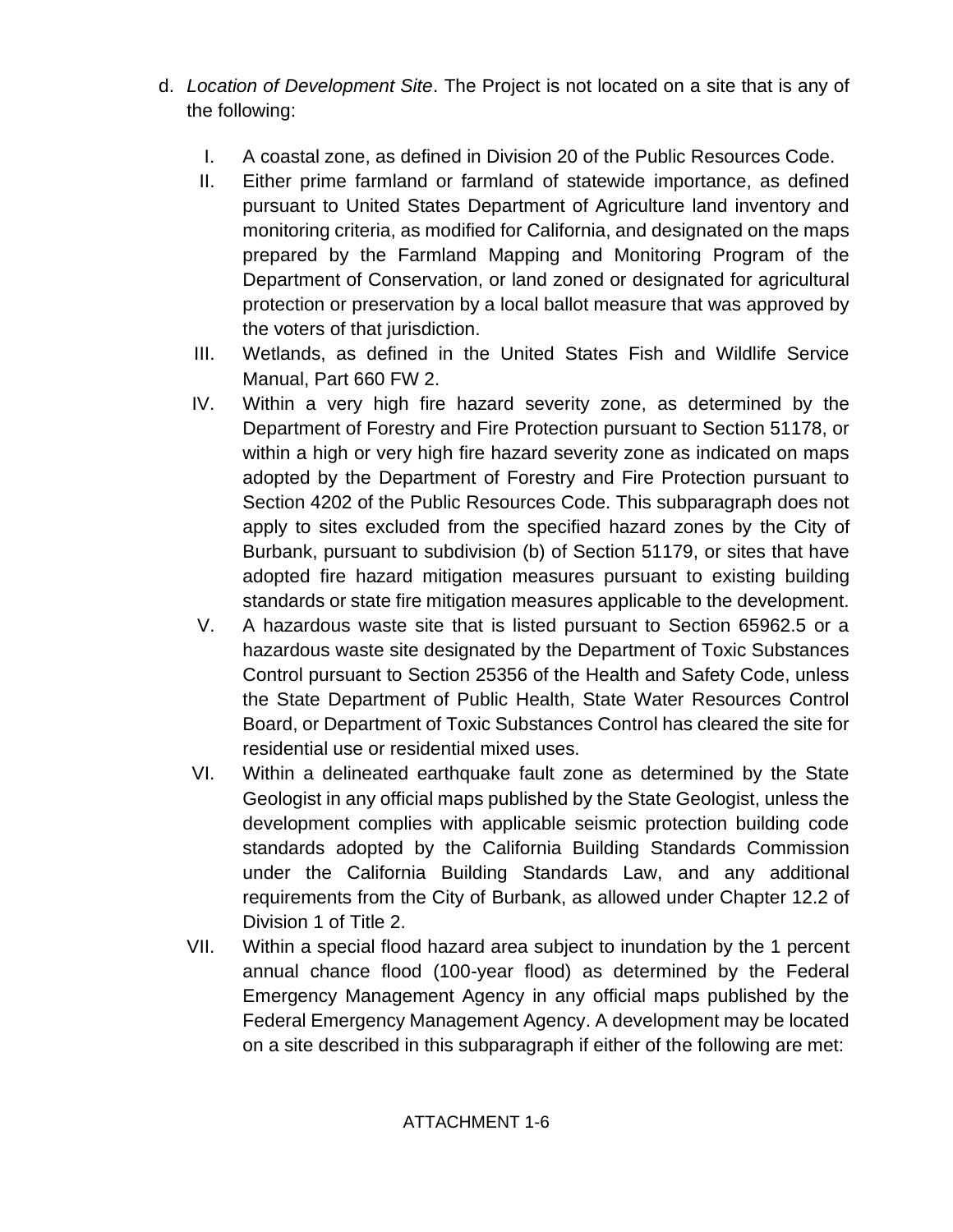d. *Location of Development Site*. The Project is not located on a site that is any of the following:

I. A coastal zone, as defined in Division 20 of the Public Resources Code.

II. Either prime farmland or farmland of statewide importance, as defined pursuant to United States Department of Agriculture land inventory and monitoring criteria, as modified for California, and designated on the maps prepared by the Farmland Mapping and Monitoring Program of the Department of Conservation, or land zoned or designated for agricultural protection or preservation by a local ballot measure that was approved by the voters of that jurisdiction.

III. Wetlands, as defined in the United States Fish and Wildlife Service Manual, Part 660 FW 2.

IV. Within a very high fire hazard severity zone, as determined by the Department of Forestry and Fire Protection pursuant to Section 51178, or within a high or very high fire hazard severity zone as indicated on maps adopted by the Department of Forestry and Fire Protection pursuant to Section 4202 of the Public Resources Code. This subparagraph does not apply to sites excluded from the specified hazard zones by the City of Burbank, pursuant to subdivision (b) of Section 51179, or sites that have adopted fire hazard mitigation measures pursuant to existing building standards or state fire mitigation measures applicable to the development.

V. A hazardous waste site that is listed pursuant to Section 65962.5 or a hazardous waste site designated by the Department of Toxic Substances Control pursuant to Section 25356 of the Health and Safety Code, unless the State Department of Public Health, State Water Resources Control Board, or Department of Toxic Substances Control has cleared the site for residential use or residential mixed uses.

VI. Within a delineated earthquake fault zone as determined by the State Geologist in any official maps published by the State Geologist, unless the development complies with applicable seismic protection building code standards adopted by the California Building Standards Commission under the California Building Standards Law, and any additional requirements from the City of Burbank, as allowed under Chapter 12.2 of Division 1 of Title 2.

VII. Within a special flood hazard area subject to inundation by the 1 percent annual chance flood (100-year flood) as determined by the Federal Emergency Management Agency in any official maps published by the Federal Emergency Management Agency. A development may be located on a site described in this subparagraph if either of the following are met:

ATTACHMENT 1-6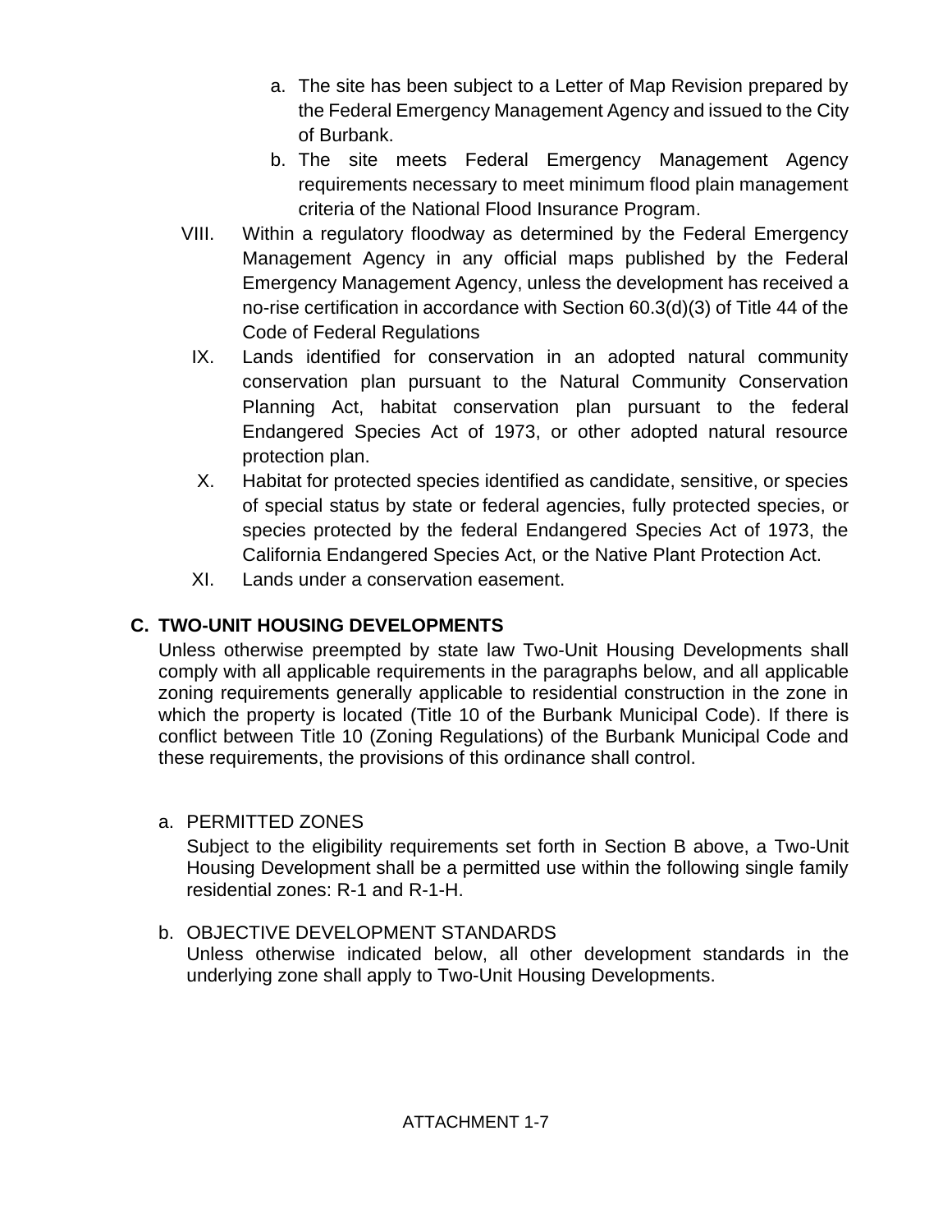a. The site has been subject to a Letter of Map Revision prepared by the Federal Emergency Management Agency and issued to the City of Burbank.
b. The site meets Federal Emergency Management Agency requirements necessary to meet minimum flood plain management criteria of the National Flood Insurance Program.

VIII. Within a regulatory floodway as determined by the Federal Emergency Management Agency in any official maps published by the Federal Emergency Management Agency, unless the development has received a no-rise certification in accordance with Section 60.3(d)(3) of Title 44 of the Code of Federal Regulations

IX. Lands identified for conservation in an adopted natural community conservation plan pursuant to the Natural Community Conservation Planning Act, habitat conservation plan pursuant to the federal Endangered Species Act of 1973, or other adopted natural resource protection plan.

X. Habitat for protected species identified as candidate, sensitive, or species of special status by state or federal agencies, fully protected species, or species protected by the federal Endangered Species Act of 1973, the California Endangered Species Act, or the Native Plant Protection Act.

XI. Lands under a conservation easement.

## C. TWO-UNIT HOUSING DEVELOPMENTS

Unless otherwise preempted by state law Two-Unit Housing Developments shall comply with all applicable requirements in the paragraphs below, and all applicable zoning requirements generally applicable to residential construction in the zone in which the property is located (Title 10 of the Burbank Municipal Code). If there is conflict between Title 10 (Zoning Regulations) of the Burbank Municipal Code and these requirements, the provisions of this ordinance shall control.

a. PERMITTED ZONES

Subject to the eligibility requirements set forth in Section B above, a Two-Unit Housing Development shall be a permitted use within the following single family residential zones: R-1 and R-1-H.

b. OBJECTIVE DEVELOPMENT STANDARDS

Unless otherwise indicated below, all other development standards in the underlying zone shall apply to Two-Unit Housing Developments.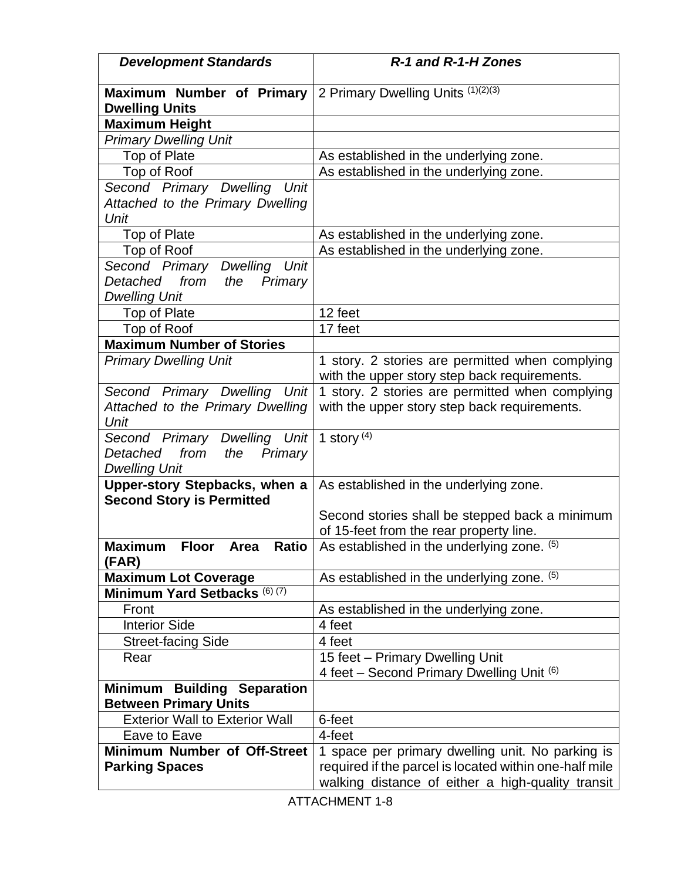| ***Development Standards*** | ***R-1 and R-1-H Zones*** |
|---|---|
| **Maximum Number of Primary Dwelling Units** | 2 Primary Dwelling Units (1)(2)(3) |
| **Maximum Height** | |
| *Primary Dwelling Unit* | |
| Top of Plate | As established in the underlying zone. |
| Top of Roof | As established in the underlying zone. |
| *Second Primary Dwelling Unit Attached to the Primary Dwelling Unit* | |
| Top of Plate | As established in the underlying zone. |
| Top of Roof | As established in the underlying zone. |
| *Second Primary Dwelling Unit Detached from the Primary Dwelling Unit* | |
| Top of Plate | 12 feet |
| Top of Roof | 17 feet |
| **Maximum Number of Stories** | |
| *Primary Dwelling Unit* | 1 story. 2 stories are permitted when complying with the upper story step back requirements. |
| *Second Primary Dwelling Unit Attached to the Primary Dwelling Unit* | 1 story. 2 stories are permitted when complying with the upper story step back requirements. |
| *Second Primary Dwelling Unit Detached from the Primary Dwelling Unit* | 1 story (4) |
| **Upper-story Stepbacks, when a Second Story is Permitted** | As established in the underlying zone.<br><br>Second stories shall be stepped back a minimum of 15-feet from the rear property line. |
| **Maximum Floor Area Ratio (FAR)** | As established in the underlying zone. (5) |
| **Maximum Lot Coverage** | As established in the underlying zone. (5) |
| **Minimum Yard Setbacks** (6) (7) | |
| Front | As established in the underlying zone. |
| Interior Side | 4 feet |
| Street-facing Side | 4 feet |
| Rear | 15 feet – Primary Dwelling Unit<br>4 feet – Second Primary Dwelling Unit (6) |
| **Minimum Building Separation Between Primary Units** | |
| Exterior Wall to Exterior Wall | 6-feet |
| Eave to Eave | 4-feet |
| **Minimum Number of Off-Street Parking Spaces** | 1 space per primary dwelling unit. No parking is required if the parcel is located within one-half mile walking distance of either a high-quality transit |

ATTACHMENT 1-8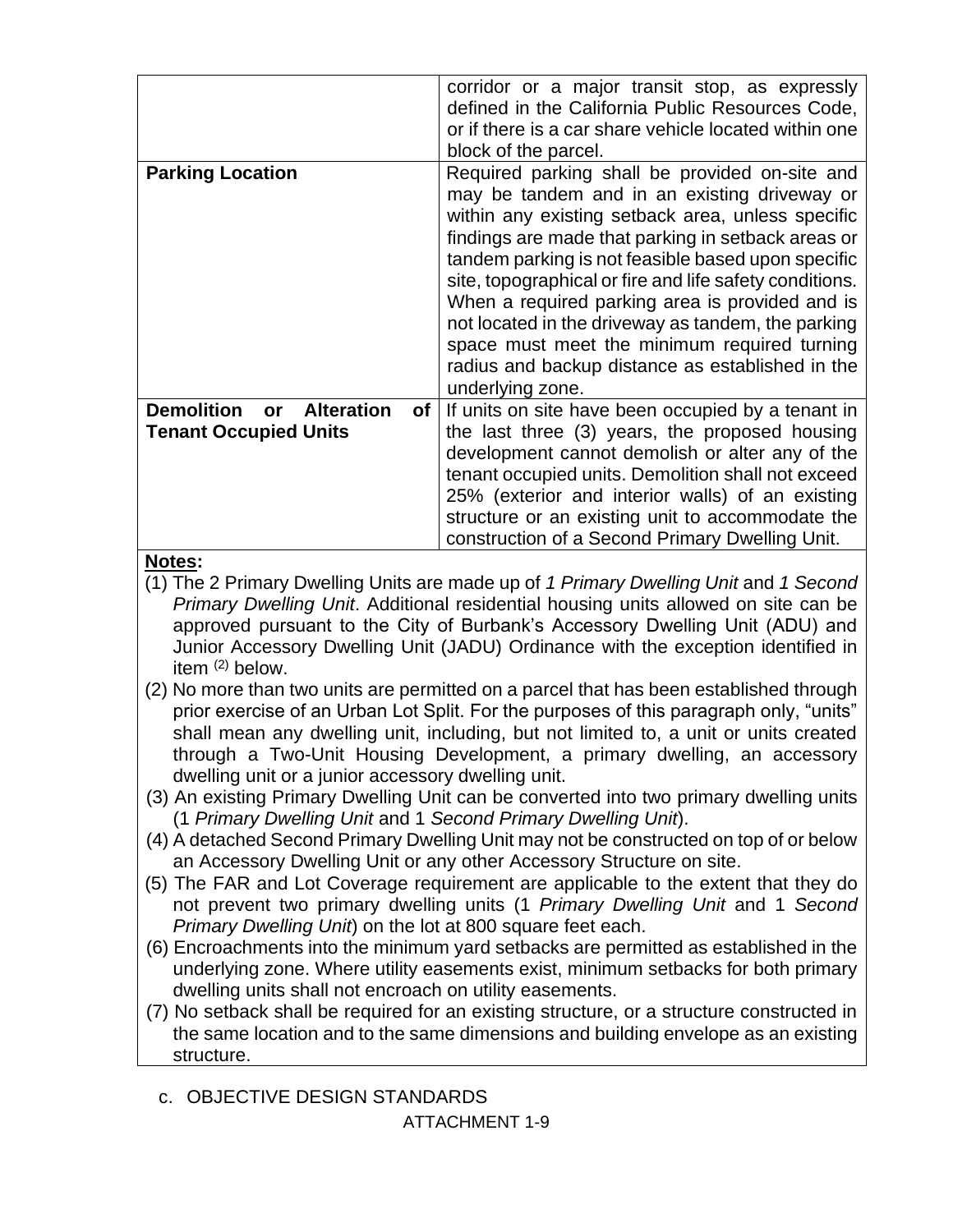| | |
|---|---|
| | corridor or a major transit stop, as expressly defined in the California Public Resources Code, or if there is a car share vehicle located within one block of the parcel. |
| **Parking Location** | Required parking shall be provided on-site and may be tandem and in an existing driveway or within any existing setback area, unless specific findings are made that parking in setback areas or tandem parking is not feasible based upon specific site, topographical or fire and life safety conditions. When a required parking area is provided and is not located in the driveway as tandem, the parking space must meet the minimum required turning radius and backup distance as established in the underlying zone. |
| **Demolition or Alteration of Tenant Occupied Units** | If units on site have been occupied by a tenant in the last three (3) years, the proposed housing development cannot demolish or alter any of the tenant occupied units. Demolition shall not exceed 25% (exterior and interior walls) of an existing structure or an existing unit to accommodate the construction of a Second Primary Dwelling Unit. |

**Notes:**

(1) The 2 Primary Dwelling Units are made up of *1 Primary Dwelling Unit* and *1 Second Primary Dwelling Unit*. Additional residential housing units allowed on site can be approved pursuant to the City of Burbank's Accessory Dwelling Unit (ADU) and Junior Accessory Dwelling Unit (JADU) Ordinance with the exception identified in item (2) below.

(2) No more than two units are permitted on a parcel that has been established through prior exercise of an Urban Lot Split. For the purposes of this paragraph only, "units" shall mean any dwelling unit, including, but not limited to, a unit or units created through a Two-Unit Housing Development, a primary dwelling, an accessory dwelling unit or a junior accessory dwelling unit.

(3) An existing Primary Dwelling Unit can be converted into two primary dwelling units (1 *Primary Dwelling Unit* and 1 *Second Primary Dwelling Unit*).

(4) A detached Second Primary Dwelling Unit may not be constructed on top of or below an Accessory Dwelling Unit or any other Accessory Structure on site.

(5) The FAR and Lot Coverage requirement are applicable to the extent that they do not prevent two primary dwelling units (1 *Primary Dwelling Unit* and 1 *Second Primary Dwelling Unit*) on the lot at 800 square feet each.

(6) Encroachments into the minimum yard setbacks are permitted as established in the underlying zone. Where utility easements exist, minimum setbacks for both primary dwelling units shall not encroach on utility easements.

(7) No setback shall be required for an existing structure, or a structure constructed in the same location and to the same dimensions and building envelope as an existing structure.

c. OBJECTIVE DESIGN STANDARDS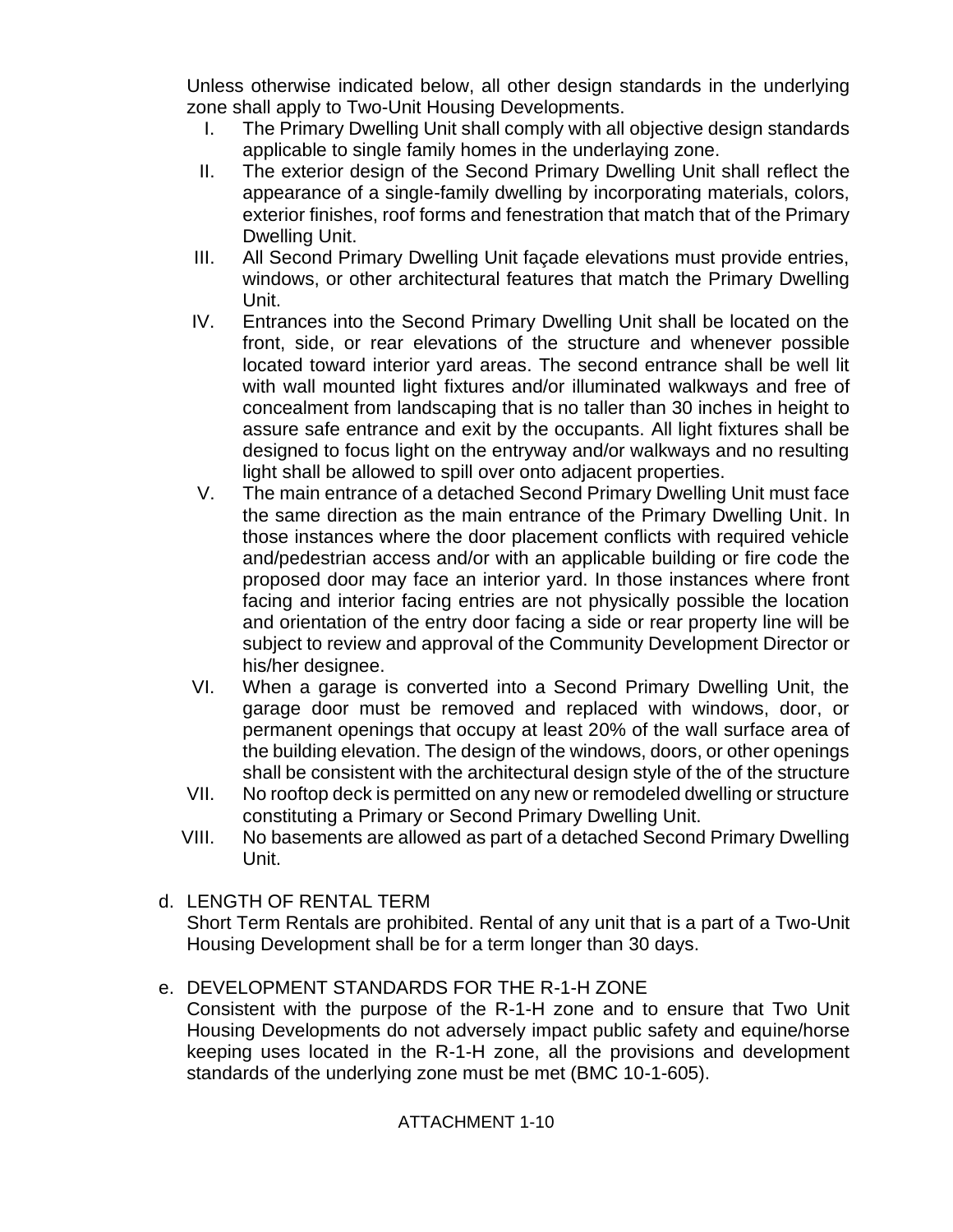Unless otherwise indicated below, all other design standards in the underlying zone shall apply to Two-Unit Housing Developments.

I. The Primary Dwelling Unit shall comply with all objective design standards applicable to single family homes in the underlaying zone.

II. The exterior design of the Second Primary Dwelling Unit shall reflect the appearance of a single-family dwelling by incorporating materials, colors, exterior finishes, roof forms and fenestration that match that of the Primary Dwelling Unit.

III. All Second Primary Dwelling Unit façade elevations must provide entries, windows, or other architectural features that match the Primary Dwelling Unit.

IV. Entrances into the Second Primary Dwelling Unit shall be located on the front, side, or rear elevations of the structure and whenever possible located toward interior yard areas. The second entrance shall be well lit with wall mounted light fixtures and/or illuminated walkways and free of concealment from landscaping that is no taller than 30 inches in height to assure safe entrance and exit by the occupants. All light fixtures shall be designed to focus light on the entryway and/or walkways and no resulting light shall be allowed to spill over onto adjacent properties.

V. The main entrance of a detached Second Primary Dwelling Unit must face the same direction as the main entrance of the Primary Dwelling Unit. In those instances where the door placement conflicts with required vehicle and/pedestrian access and/or with an applicable building or fire code the proposed door may face an interior yard. In those instances where front facing and interior facing entries are not physically possible the location and orientation of the entry door facing a side or rear property line will be subject to review and approval of the Community Development Director or his/her designee.

VI. When a garage is converted into a Second Primary Dwelling Unit, the garage door must be removed and replaced with windows, door, or permanent openings that occupy at least 20% of the wall surface area of the building elevation. The design of the windows, doors, or other openings shall be consistent with the architectural design style of the of the structure

VII. No rooftop deck is permitted on any new or remodeled dwelling or structure constituting a Primary or Second Primary Dwelling Unit.

VIII. No basements are allowed as part of a detached Second Primary Dwelling Unit.

d. LENGTH OF RENTAL TERM

Short Term Rentals are prohibited. Rental of any unit that is a part of a Two-Unit Housing Development shall be for a term longer than 30 days.

e. DEVELOPMENT STANDARDS FOR THE R-1-H ZONE

Consistent with the purpose of the R-1-H zone and to ensure that Two Unit Housing Developments do not adversely impact public safety and equine/horse keeping uses located in the R-1-H zone, all the provisions and development standards of the underlying zone must be met (BMC 10-1-605).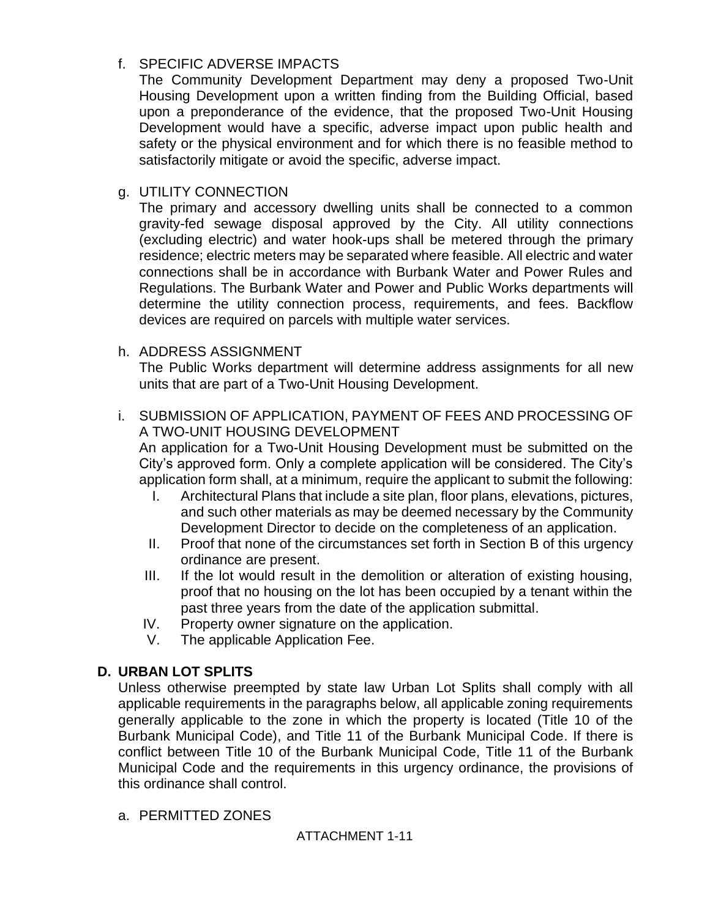f. SPECIFIC ADVERSE IMPACTS

The Community Development Department may deny a proposed Two-Unit Housing Development upon a written finding from the Building Official, based upon a preponderance of the evidence, that the proposed Two-Unit Housing Development would have a specific, adverse impact upon public health and safety or the physical environment and for which there is no feasible method to satisfactorily mitigate or avoid the specific, adverse impact.

g. UTILITY CONNECTION

The primary and accessory dwelling units shall be connected to a common gravity-fed sewage disposal approved by the City. All utility connections (excluding electric) and water hook-ups shall be metered through the primary residence; electric meters may be separated where feasible. All electric and water connections shall be in accordance with Burbank Water and Power Rules and Regulations. The Burbank Water and Power and Public Works departments will determine the utility connection process, requirements, and fees. Backflow devices are required on parcels with multiple water services.

h. ADDRESS ASSIGNMENT

The Public Works department will determine address assignments for all new units that are part of a Two-Unit Housing Development.

i. SUBMISSION OF APPLICATION, PAYMENT OF FEES AND PROCESSING OF A TWO-UNIT HOUSING DEVELOPMENT

An application for a Two-Unit Housing Development must be submitted on the City's approved form. Only a complete application will be considered. The City's application form shall, at a minimum, require the applicant to submit the following:

I. Architectural Plans that include a site plan, floor plans, elevations, pictures, and such other materials as may be deemed necessary by the Community Development Director to decide on the completeness of an application.
II. Proof that none of the circumstances set forth in Section B of this urgency ordinance are present.
III. If the lot would result in the demolition or alteration of existing housing, proof that no housing on the lot has been occupied by a tenant within the past three years from the date of the application submittal.
IV. Property owner signature on the application.
V. The applicable Application Fee.

**D. URBAN LOT SPLITS**

Unless otherwise preempted by state law Urban Lot Splits shall comply with all applicable requirements in the paragraphs below, all applicable zoning requirements generally applicable to the zone in which the property is located (Title 10 of the Burbank Municipal Code), and Title 11 of the Burbank Municipal Code. If there is conflict between Title 10 of the Burbank Municipal Code, Title 11 of the Burbank Municipal Code and the requirements in this urgency ordinance, the provisions of this ordinance shall control.

a. PERMITTED ZONES

ATTACHMENT 1-11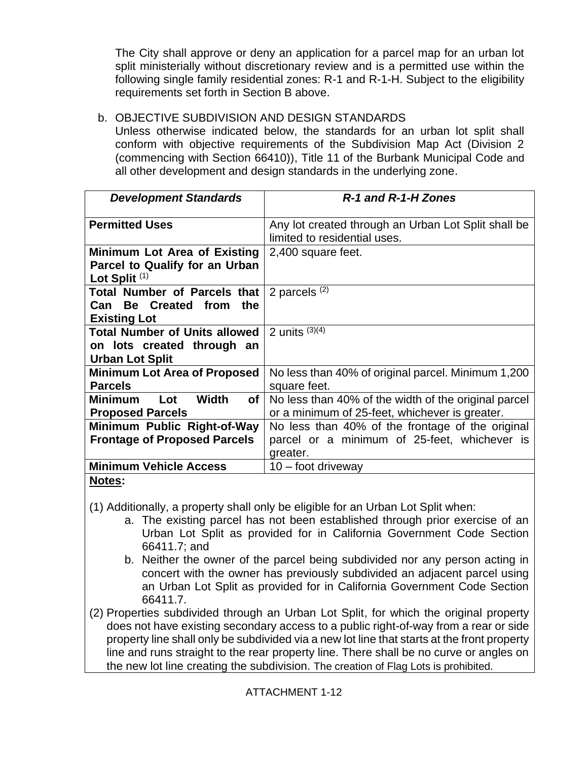The City shall approve or deny an application for a parcel map for an urban lot split ministerially without discretionary review and is a permitted use within the following single family residential zones: R-1 and R-1-H. Subject to the eligibility requirements set forth in Section B above.

b. OBJECTIVE SUBDIVISION AND DESIGN STANDARDS

Unless otherwise indicated below, the standards for an urban lot split shall conform with objective requirements of the Subdivision Map Act (Division 2 (commencing with Section 66410)), Title 11 of the Burbank Municipal Code and all other development and design standards in the underlying zone.

| ***Development Standards*** | ***R-1 and R-1-H Zones*** |
|---|---|
| **Permitted Uses** | Any lot created through an Urban Lot Split shall be limited to residential uses. |
| **Minimum Lot Area of Existing Parcel to Qualify for an Urban Lot Split** (1) | 2,400 square feet. |
| **Total Number of Parcels that Can Be Created from the Existing Lot** | 2 parcels (2) |
| **Total Number of Units allowed on lots created through an Urban Lot Split** | 2 units (3)(4) |
| **Minimum Lot Area of Proposed Parcels** | No less than 40% of original parcel. Minimum 1,200 square feet. |
| **Minimum Lot Width of Proposed Parcels** | No less than 40% of the width of the original parcel or a minimum of 25-feet, whichever is greater. |
| **Minimum Public Right-of-Way Frontage of Proposed Parcels** | No less than 40% of the frontage of the original parcel or a minimum of 25-feet, whichever is greater. |
| **Minimum Vehicle Access** | 10 – foot driveway |

**Notes:**

(1) Additionally, a property shall only be eligible for an Urban Lot Split when:

a. The existing parcel has not been established through prior exercise of an Urban Lot Split as provided for in California Government Code Section 66411.7; and

b. Neither the owner of the parcel being subdivided nor any person acting in concert with the owner has previously subdivided an adjacent parcel using an Urban Lot Split as provided for in California Government Code Section 66411.7.

(2) Properties subdivided through an Urban Lot Split, for which the original property does not have existing secondary access to a public right-of-way from a rear or side property line shall only be subdivided via a new lot line that starts at the front property line and runs straight to the rear property line. There shall be no curve or angles on the new lot line creating the subdivision. The creation of Flag Lots is prohibited.

ATTACHMENT 1-12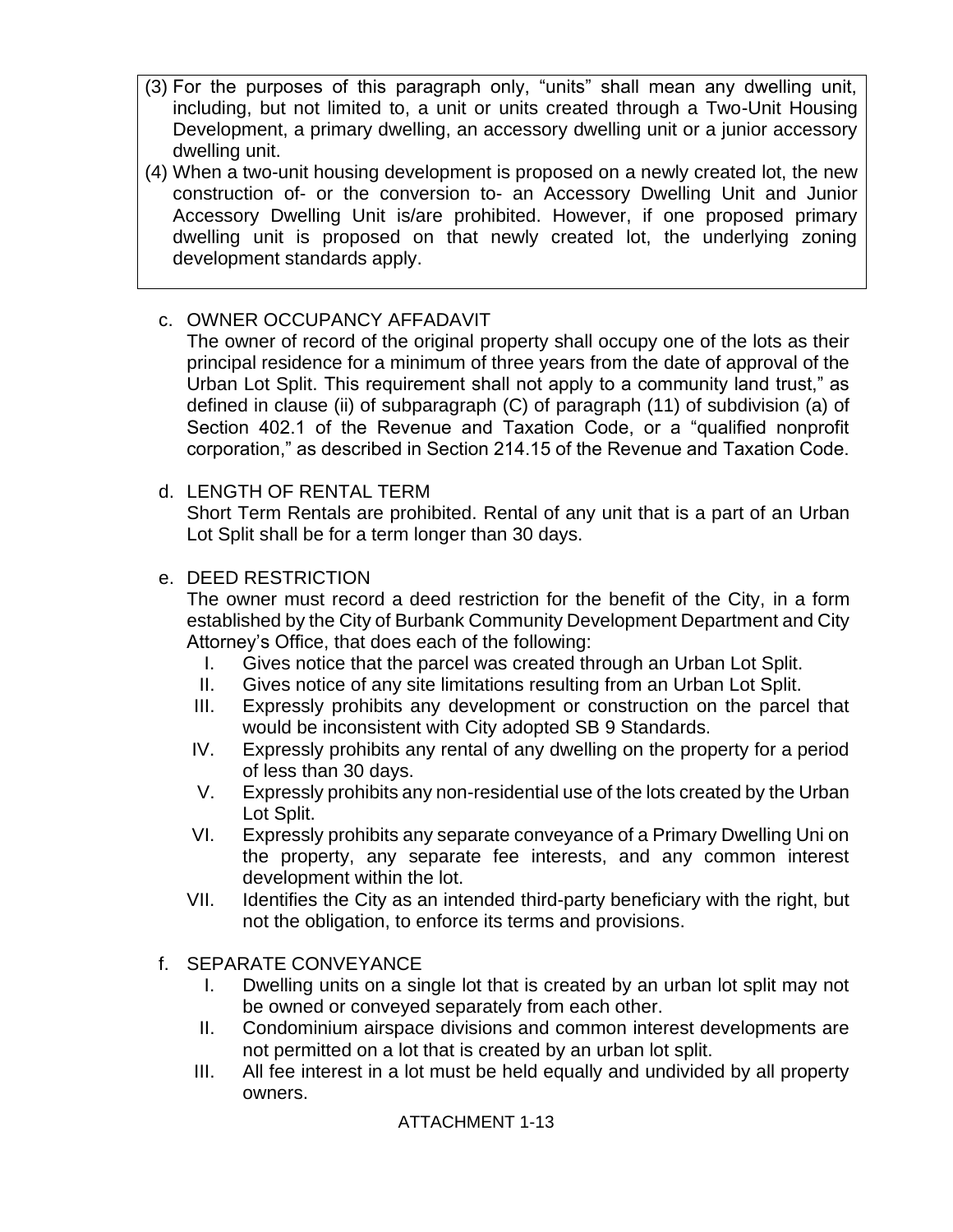(3) For the purposes of this paragraph only, "units" shall mean any dwelling unit, including, but not limited to, a unit or units created through a Two-Unit Housing Development, a primary dwelling, an accessory dwelling unit or a junior accessory dwelling unit.

(4) When a two-unit housing development is proposed on a newly created lot, the new construction of- or the conversion to- an Accessory Dwelling Unit and Junior Accessory Dwelling Unit is/are prohibited. However, if one proposed primary dwelling unit is proposed on that newly created lot, the underlying zoning development standards apply.

c. OWNER OCCUPANCY AFFADAVIT

The owner of record of the original property shall occupy one of the lots as their principal residence for a minimum of three years from the date of approval of the Urban Lot Split. This requirement shall not apply to a community land trust," as defined in clause (ii) of subparagraph (C) of paragraph (11) of subdivision (a) of Section 402.1 of the Revenue and Taxation Code, or a "qualified nonprofit corporation," as described in Section 214.15 of the Revenue and Taxation Code.

d. LENGTH OF RENTAL TERM

Short Term Rentals are prohibited. Rental of any unit that is a part of an Urban Lot Split shall be for a term longer than 30 days.

e. DEED RESTRICTION

The owner must record a deed restriction for the benefit of the City, in a form established by the City of Burbank Community Development Department and City Attorney's Office, that does each of the following:

I. Gives notice that the parcel was created through an Urban Lot Split.
II. Gives notice of any site limitations resulting from an Urban Lot Split.
III. Expressly prohibits any development or construction on the parcel that would be inconsistent with City adopted SB 9 Standards.
IV. Expressly prohibits any rental of any dwelling on the property for a period of less than 30 days.
V. Expressly prohibits any non-residential use of the lots created by the Urban Lot Split.
VI. Expressly prohibits any separate conveyance of a Primary Dwelling Uni on the property, any separate fee interests, and any common interest development within the lot.
VII. Identifies the City as an intended third-party beneficiary with the right, but not the obligation, to enforce its terms and provisions.

f. SEPARATE CONVEYANCE

I. Dwelling units on a single lot that is created by an urban lot split may not be owned or conveyed separately from each other.
II. Condominium airspace divisions and common interest developments are not permitted on a lot that is created by an urban lot split.
III. All fee interest in a lot must be held equally and undivided by all property owners.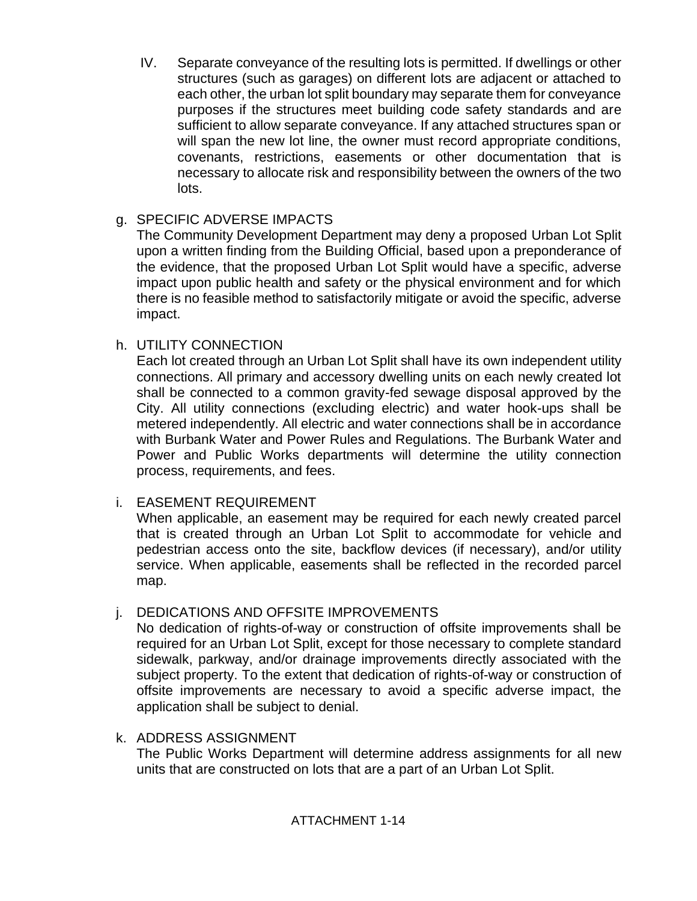IV. Separate conveyance of the resulting lots is permitted. If dwellings or other structures (such as garages) on different lots are adjacent or attached to each other, the urban lot split boundary may separate them for conveyance purposes if the structures meet building code safety standards and are sufficient to allow separate conveyance. If any attached structures span or will span the new lot line, the owner must record appropriate conditions, covenants, restrictions, easements or other documentation that is necessary to allocate risk and responsibility between the owners of the two lots.

g. SPECIFIC ADVERSE IMPACTS
The Community Development Department may deny a proposed Urban Lot Split upon a written finding from the Building Official, based upon a preponderance of the evidence, that the proposed Urban Lot Split would have a specific, adverse impact upon public health and safety or the physical environment and for which there is no feasible method to satisfactorily mitigate or avoid the specific, adverse impact.

h. UTILITY CONNECTION
Each lot created through an Urban Lot Split shall have its own independent utility connections. All primary and accessory dwelling units on each newly created lot shall be connected to a common gravity-fed sewage disposal approved by the City. All utility connections (excluding electric) and water hook-ups shall be metered independently. All electric and water connections shall be in accordance with Burbank Water and Power Rules and Regulations. The Burbank Water and Power and Public Works departments will determine the utility connection process, requirements, and fees.

i. EASEMENT REQUIREMENT
When applicable, an easement may be required for each newly created parcel that is created through an Urban Lot Split to accommodate for vehicle and pedestrian access onto the site, backflow devices (if necessary), and/or utility service. When applicable, easements shall be reflected in the recorded parcel map.

j. DEDICATIONS AND OFFSITE IMPROVEMENTS
No dedication of rights-of-way or construction of offsite improvements shall be required for an Urban Lot Split, except for those necessary to complete standard sidewalk, parkway, and/or drainage improvements directly associated with the subject property. To the extent that dedication of rights-of-way or construction of offsite improvements are necessary to avoid a specific adverse impact, the application shall be subject to denial.

k. ADDRESS ASSIGNMENT
The Public Works Department will determine address assignments for all new units that are constructed on lots that are a part of an Urban Lot Split.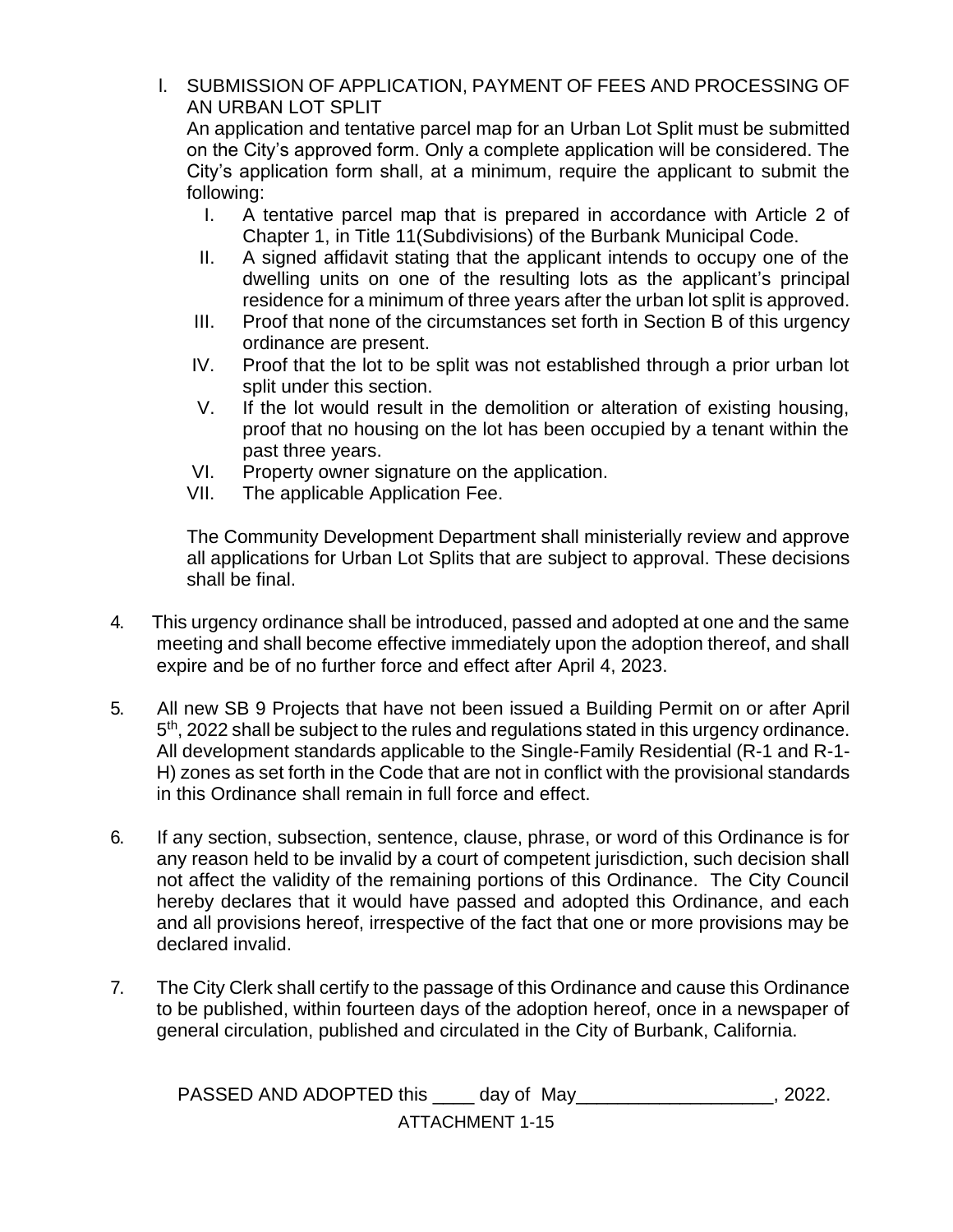l. SUBMISSION OF APPLICATION, PAYMENT OF FEES AND PROCESSING OF AN URBAN LOT SPLIT

An application and tentative parcel map for an Urban Lot Split must be submitted on the City's approved form. Only a complete application will be considered. The City's application form shall, at a minimum, require the applicant to submit the following:

I. A tentative parcel map that is prepared in accordance with Article 2 of Chapter 1, in Title 11(Subdivisions) of the Burbank Municipal Code.

II. A signed affidavit stating that the applicant intends to occupy one of the dwelling units on one of the resulting lots as the applicant's principal residence for a minimum of three years after the urban lot split is approved.

III. Proof that none of the circumstances set forth in Section B of this urgency ordinance are present.

IV. Proof that the lot to be split was not established through a prior urban lot split under this section.

V. If the lot would result in the demolition or alteration of existing housing, proof that no housing on the lot has been occupied by a tenant within the past three years.

VI. Property owner signature on the application.

VII. The applicable Application Fee.

The Community Development Department shall ministerially review and approve all applications for Urban Lot Splits that are subject to approval. These decisions shall be final.

4. This urgency ordinance shall be introduced, passed and adopted at one and the same meeting and shall become effective immediately upon the adoption thereof, and shall expire and be of no further force and effect after April 4, 2023.

5. All new SB 9 Projects that have not been issued a Building Permit on or after April 5th, 2022 shall be subject to the rules and regulations stated in this urgency ordinance. All development standards applicable to the Single-Family Residential (R-1 and R-1-H) zones as set forth in the Code that are not in conflict with the provisional standards in this Ordinance shall remain in full force and effect.

6. If any section, subsection, sentence, clause, phrase, or word of this Ordinance is for any reason held to be invalid by a court of competent jurisdiction, such decision shall not affect the validity of the remaining portions of this Ordinance. The City Council hereby declares that it would have passed and adopted this Ordinance, and each and all provisions hereof, irrespective of the fact that one or more provisions may be declared invalid.

7. The City Clerk shall certify to the passage of this Ordinance and cause this Ordinance to be published, within fourteen days of the adoption hereof, once in a newspaper of general circulation, published and circulated in the City of Burbank, California.

PASSED AND ADOPTED this ____ day of May___________________, 2022.

ATTACHMENT 1-15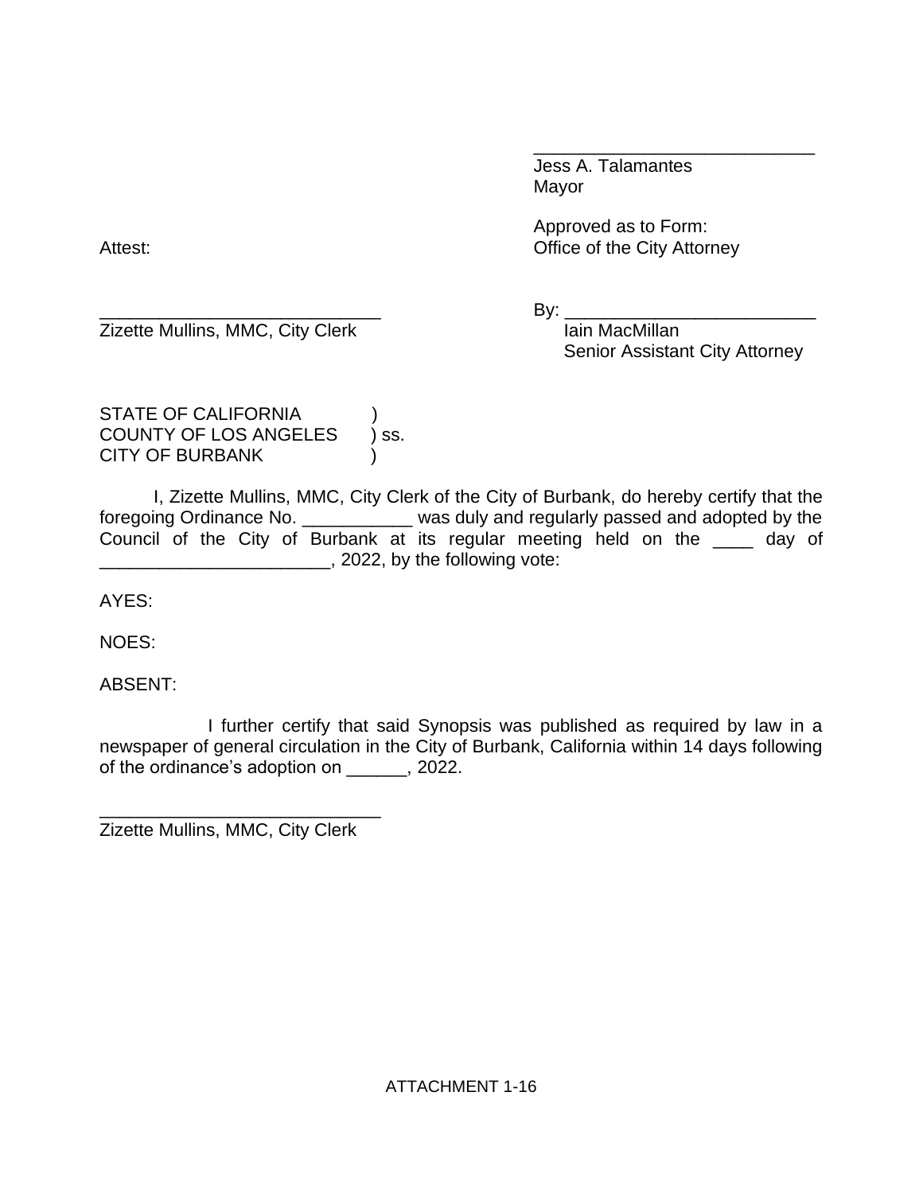\_\_\_\_\_\_\_\_\_\_\_\_\_\_\_\_\_\_\_\_\_\_\_\_\_\_\_\_
Jess A. Talamantes
Mayor

Attest:

Approved as to Form:
Office of the City Attorney

\_\_\_\_\_\_\_\_\_\_\_\_\_\_\_\_\_\_\_\_\_\_\_\_\_\_\_\_
Zizette Mullins, MMC, City Clerk

By: \_\_\_\_\_\_\_\_\_\_\_\_\_\_\_\_\_\_\_\_\_\_\_\_\_\_
Iain MacMillan
Senior Assistant City Attorney

STATE OF CALIFORNIA )
COUNTY OF LOS ANGELES ) ss.
CITY OF BURBANK )

I, Zizette Mullins, MMC, City Clerk of the City of Burbank, do hereby certify that the foregoing Ordinance No. \_\_\_\_\_\_\_\_\_\_\_ was duly and regularly passed and adopted by the Council of the City of Burbank at its regular meeting held on the \_\_\_\_ day of \_\_\_\_\_\_\_\_\_\_\_\_\_\_\_\_\_\_\_\_\_\_\_, 2022, by the following vote:

AYES:

NOES:

ABSENT:

I further certify that said Synopsis was published as required by law in a newspaper of general circulation in the City of Burbank, California within 14 days following of the ordinance's adoption on \_\_\_\_\_\_, 2022.

\_\_\_\_\_\_\_\_\_\_\_\_\_\_\_\_\_\_\_\_\_\_\_\_\_\_\_\_
Zizette Mullins, MMC, City Clerk

ATTACHMENT 1-16